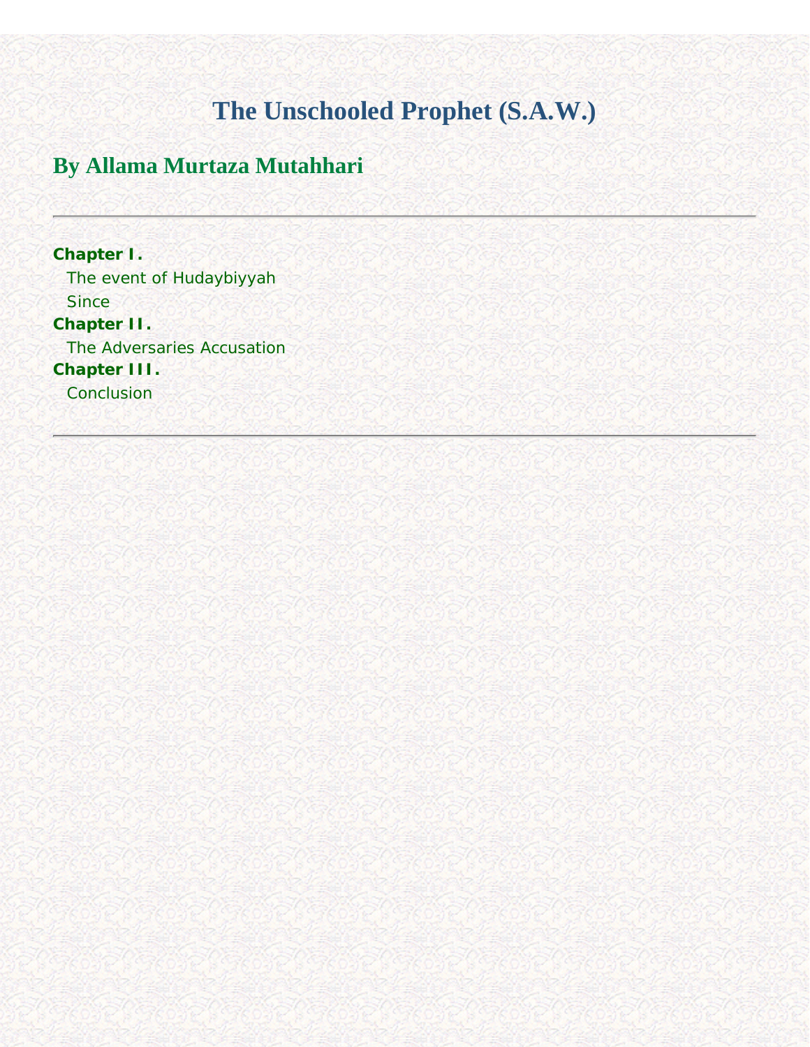# The Unschooled Prophet (S.A.W.)

## By Allama Murtaza Mutahhari

---

**Chapter I.**
- The event of Hudaybiyyah
- Since

**Chapter II.**
- The Adversaries Accusation

**Chapter III.**
- Conclusion

---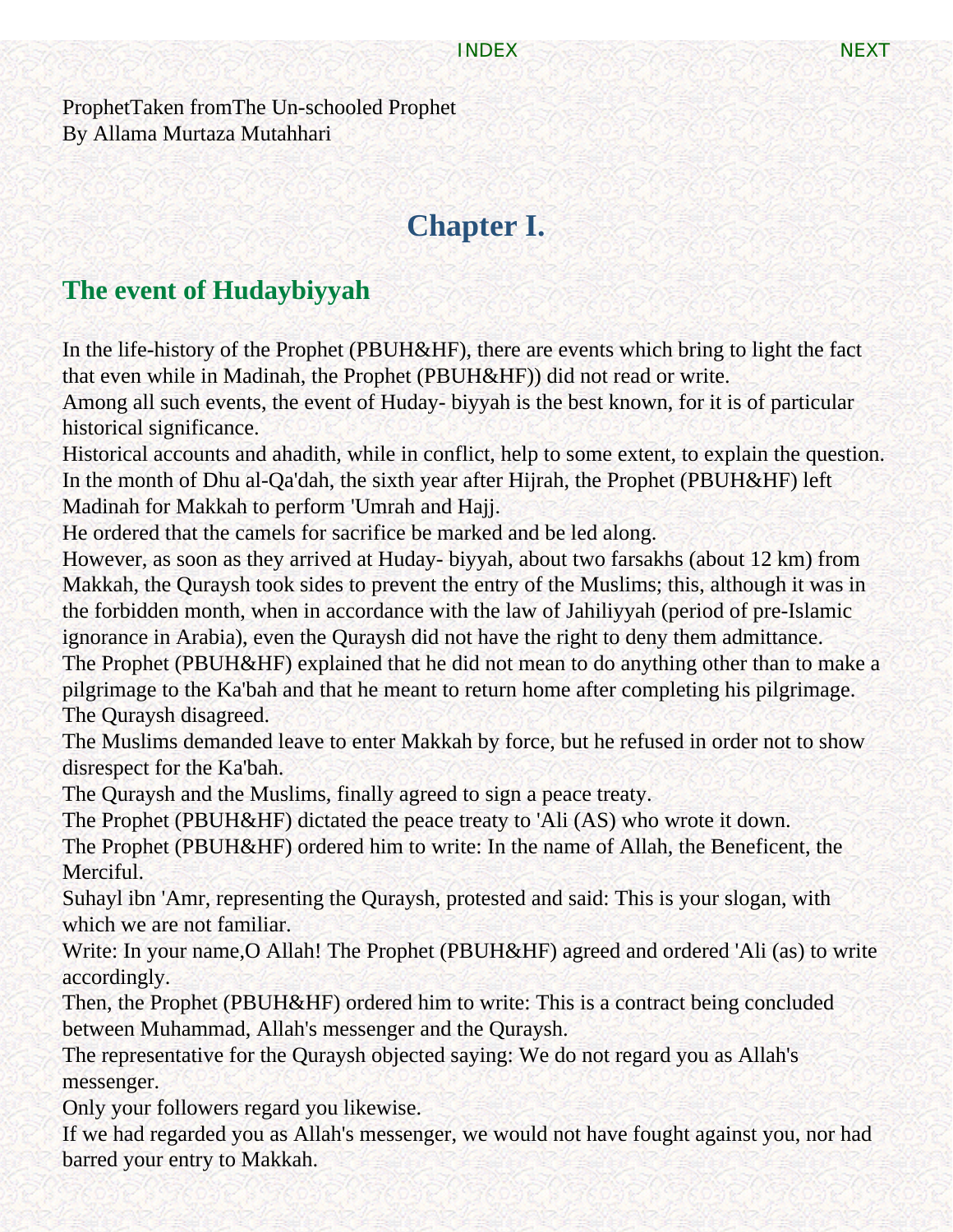ProphetTaken fromThe Un-schooled Prophet
By Allama Murtaza Mutahhari

# Chapter I.

## The event of Hudaybiyyah

In the life-history of the Prophet (PBUH&HF), there are events which bring to light the fact that even while in Madinah, the Prophet (PBUH&HF)) did not read or write.
Among all such events, the event of Huday- biyyah is the best known, for it is of particular historical significance.
Historical accounts and ahadith, while in conflict, help to some extent, to explain the question.
In the month of Dhu al-Qa'dah, the sixth year after Hijrah, the Prophet (PBUH&HF) left Madinah for Makkah to perform 'Umrah and Hajj.
He ordered that the camels for sacrifice be marked and be led along.
However, as soon as they arrived at Huday- biyyah, about two farsakhs (about 12 km) from Makkah, the Quraysh took sides to prevent the entry of the Muslims; this, although it was in the forbidden month, when in accordance with the law of Jahiliyyah (period of pre-Islamic ignorance in Arabia), even the Quraysh did not have the right to deny them admittance.
The Prophet (PBUH&HF) explained that he did not mean to do anything other than to make a pilgrimage to the Ka'bah and that he meant to return home after completing his pilgrimage.
The Quraysh disagreed.
The Muslims demanded leave to enter Makkah by force, but he refused in order not to show disrespect for the Ka'bah.
The Quraysh and the Muslims, finally agreed to sign a peace treaty.
The Prophet (PBUH&HF) dictated the peace treaty to 'Ali (AS) who wrote it down.
The Prophet (PBUH&HF) ordered him to write: In the name of Allah, the Beneficent, the Merciful.
Suhayl ibn 'Amr, representing the Quraysh, protested and said: This is your slogan, with which we are not familiar.
Write: In your name,O Allah! The Prophet (PBUH&HF) agreed and ordered 'Ali (as) to write accordingly.
Then, the Prophet (PBUH&HF) ordered him to write: This is a contract being concluded between Muhammad, Allah's messenger and the Quraysh.
The representative for the Quraysh objected saying: We do not regard you as Allah's messenger.
Only your followers regard you likewise.
If we had regarded you as Allah's messenger, we would not have fought against you, nor had barred your entry to Makkah.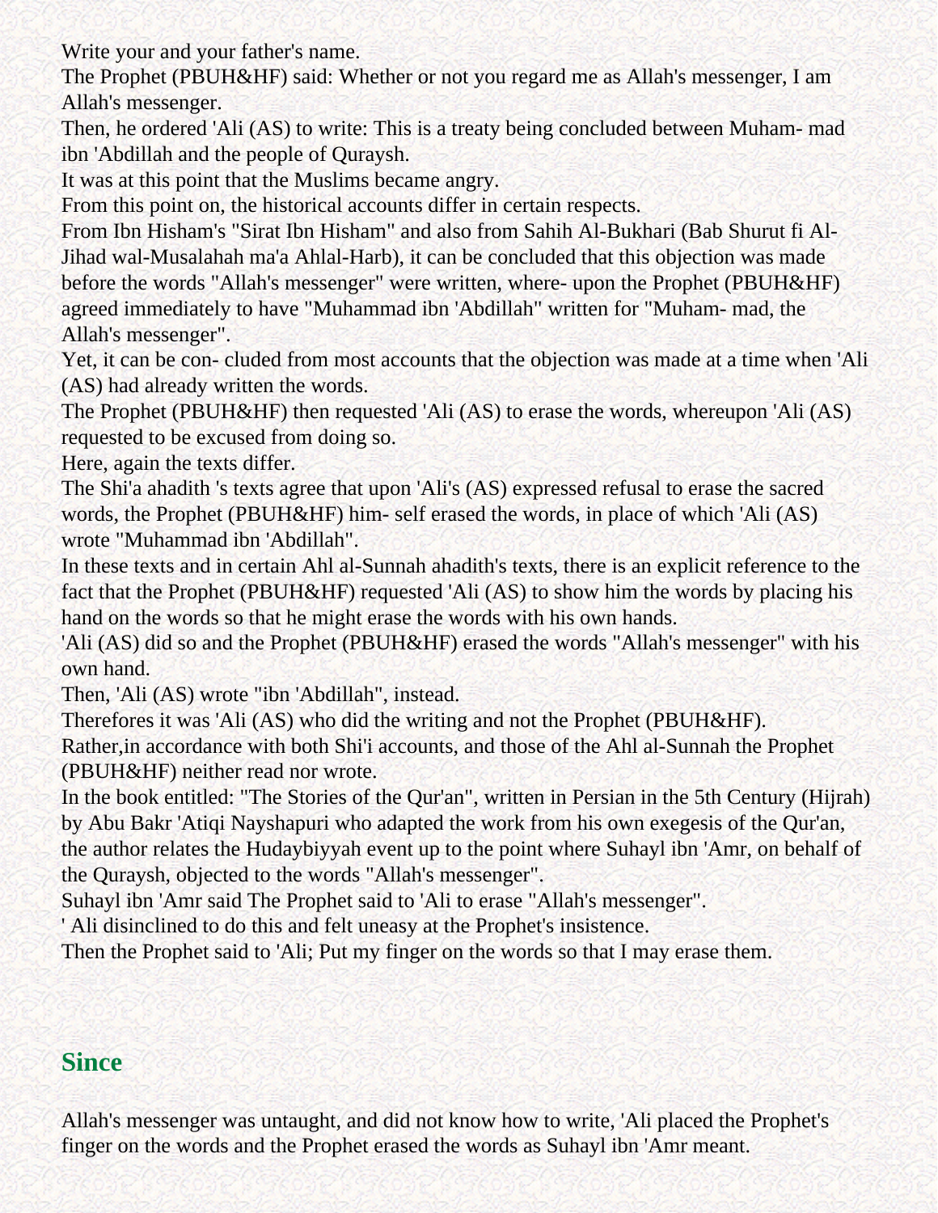Write your and your father's name.

The Prophet (PBUH&HF) said: Whether or not you regard me as Allah's messenger, I am Allah's messenger.

Then, he ordered 'Ali (AS) to write: This is a treaty being concluded between Muham- mad ibn 'Abdillah and the people of Quraysh.

It was at this point that the Muslims became angry.

From this point on, the historical accounts differ in certain respects.

From Ibn Hisham's "Sirat Ibn Hisham" and also from Sahih Al-Bukhari (Bab Shurut fi Al-Jihad wal-Musalahah ma'a Ahlal-Harb), it can be concluded that this objection was made before the words "Allah's messenger" were written, where- upon the Prophet (PBUH&HF) agreed immediately to have "Muhammad ibn 'Abdillah" written for "Muham- mad, the Allah's messenger".

Yet, it can be con- cluded from most accounts that the objection was made at a time when 'Ali (AS) had already written the words.

The Prophet (PBUH&HF) then requested 'Ali (AS) to erase the words, whereupon 'Ali (AS) requested to be excused from doing so.

Here, again the texts differ.

The Shi'a ahadith 's texts agree that upon 'Ali's (AS) expressed refusal to erase the sacred words, the Prophet (PBUH&HF) him- self erased the words, in place of which 'Ali (AS) wrote "Muhammad ibn 'Abdillah".

In these texts and in certain Ahl al-Sunnah ahadith's texts, there is an explicit reference to the fact that the Prophet (PBUH&HF) requested 'Ali (AS) to show him the words by placing his hand on the words so that he might erase the words with his own hands.

'Ali (AS) did so and the Prophet (PBUH&HF) erased the words "Allah's messenger" with his own hand.

Then, 'Ali (AS) wrote "ibn 'Abdillah", instead.

Therefores it was 'Ali (AS) who did the writing and not the Prophet (PBUH&HF).

Rather,in accordance with both Shi'i accounts, and those of the Ahl al-Sunnah the Prophet (PBUH&HF) neither read nor wrote.

In the book entitled: "The Stories of the Qur'an", written in Persian in the 5th Century (Hijrah) by Abu Bakr 'Atiqi Nayshapuri who adapted the work from his own exegesis of the Qur'an, the author relates the Hudaybiyyah event up to the point where Suhayl ibn 'Amr, on behalf of the Quraysh, objected to the words "Allah's messenger".

Suhayl ibn 'Amr said The Prophet said to 'Ali to erase "Allah's messenger".

' Ali disinclined to do this and felt uneasy at the Prophet's insistence.

Then the Prophet said to 'Ali; Put my finger on the words so that I may erase them.

## Since

Allah's messenger was untaught, and did not know how to write, 'Ali placed the Prophet's finger on the words and the Prophet erased the words as Suhayl ibn 'Amr meant.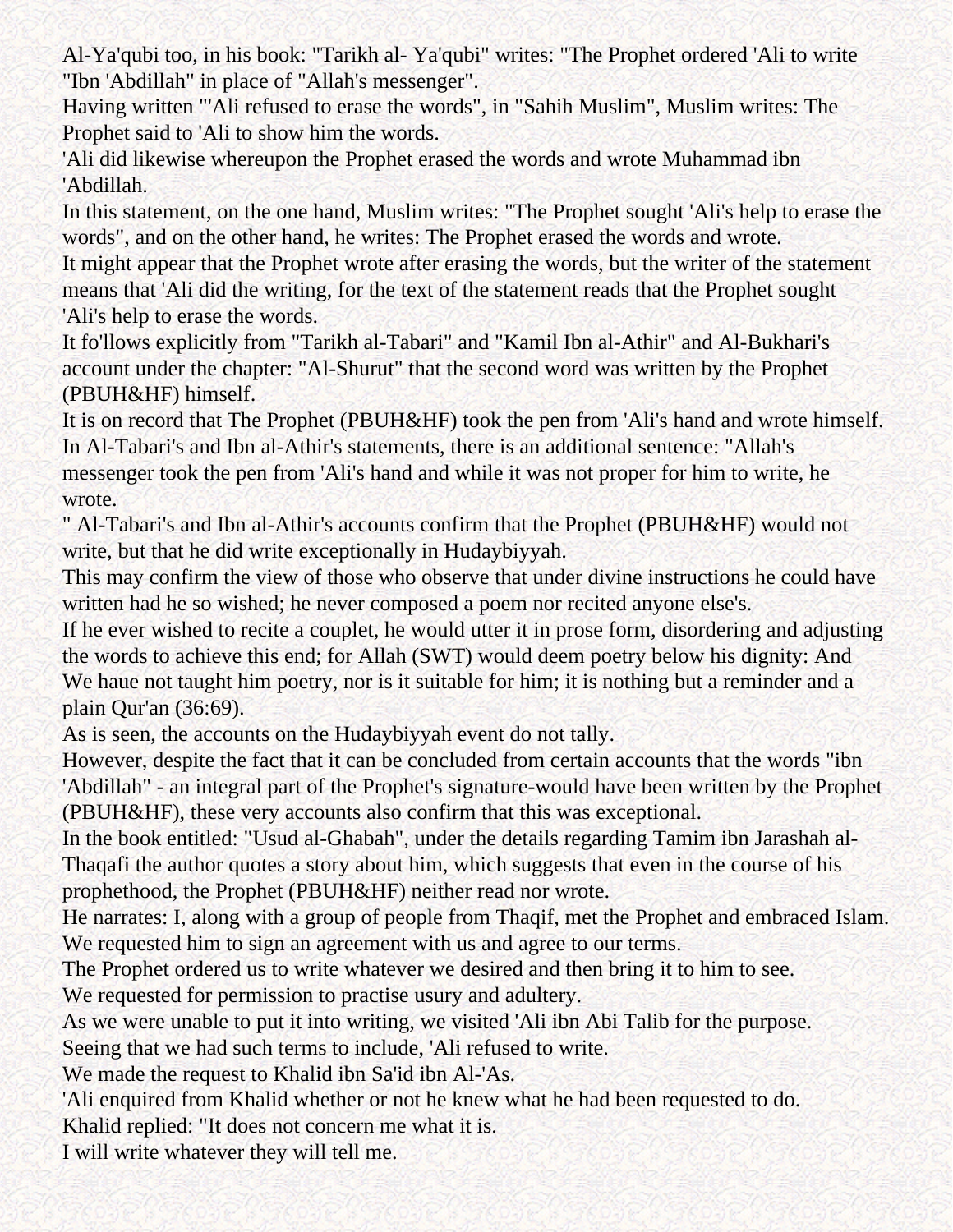Al-Ya'qubi too, in his book: "Tarikh al- Ya'qubi" writes: "The Prophet ordered 'Ali to write "Ibn 'Abdillah" in place of "Allah's messenger".

Having written "'Ali refused to erase the words", in "Sahih Muslim", Muslim writes: The Prophet said to 'Ali to show him the words.

'Ali did likewise whereupon the Prophet erased the words and wrote Muhammad ibn 'Abdillah.

In this statement, on the one hand, Muslim writes: "The Prophet sought 'Ali's help to erase the words", and on the other hand, he writes: The Prophet erased the words and wrote.

It might appear that the Prophet wrote after erasing the words, but the writer of the statement means that 'Ali did the writing, for the text of the statement reads that the Prophet sought 'Ali's help to erase the words.

It fo'llows explicitly from "Tarikh al-Tabari" and "Kamil Ibn al-Athir" and Al-Bukhari's account under the chapter: "Al-Shurut" that the second word was written by the Prophet (PBUH&HF) himself.

It is on record that The Prophet (PBUH&HF) took the pen from 'Ali's hand and wrote himself.

In Al-Tabari's and Ibn al-Athir's statements, there is an additional sentence: "Allah's messenger took the pen from 'Ali's hand and while it was not proper for him to write, he wrote.

" Al-Tabari's and Ibn al-Athir's accounts confirm that the Prophet (PBUH&HF) would not write, but that he did write exceptionally in Hudaybiyyah.

This may confirm the view of those who observe that under divine instructions he could have written had he so wished; he never composed a poem nor recited anyone else's.

If he ever wished to recite a couplet, he would utter it in prose form, disordering and adjusting the words to achieve this end; for Allah (SWT) would deem poetry below his dignity: And We haue not taught him poetry, nor is it suitable for him; it is nothing but a reminder and a plain Qur'an (36:69).

As is seen, the accounts on the Hudaybiyyah event do not tally.

However, despite the fact that it can be concluded from certain accounts that the words "ibn 'Abdillah" - an integral part of the Prophet's signature-would have been written by the Prophet (PBUH&HF), these very accounts also confirm that this was exceptional.

In the book entitled: "Usud al-Ghabah", under the details regarding Tamim ibn Jarashah al-Thaqafi the author quotes a story about him, which suggests that even in the course of his prophethood, the Prophet (PBUH&HF) neither read nor wrote.

He narrates: I, along with a group of people from Thaqif, met the Prophet and embraced Islam.

We requested him to sign an agreement with us and agree to our terms.

The Prophet ordered us to write whatever we desired and then bring it to him to see.

We requested for permission to practise usury and adultery.

As we were unable to put it into writing, we visited 'Ali ibn Abi Talib for the purpose.

Seeing that we had such terms to include, 'Ali refused to write.

We made the request to Khalid ibn Sa'id ibn Al-'As.

'Ali enquired from Khalid whether or not he knew what he had been requested to do.

Khalid replied: "It does not concern me what it is.

I will write whatever they will tell me.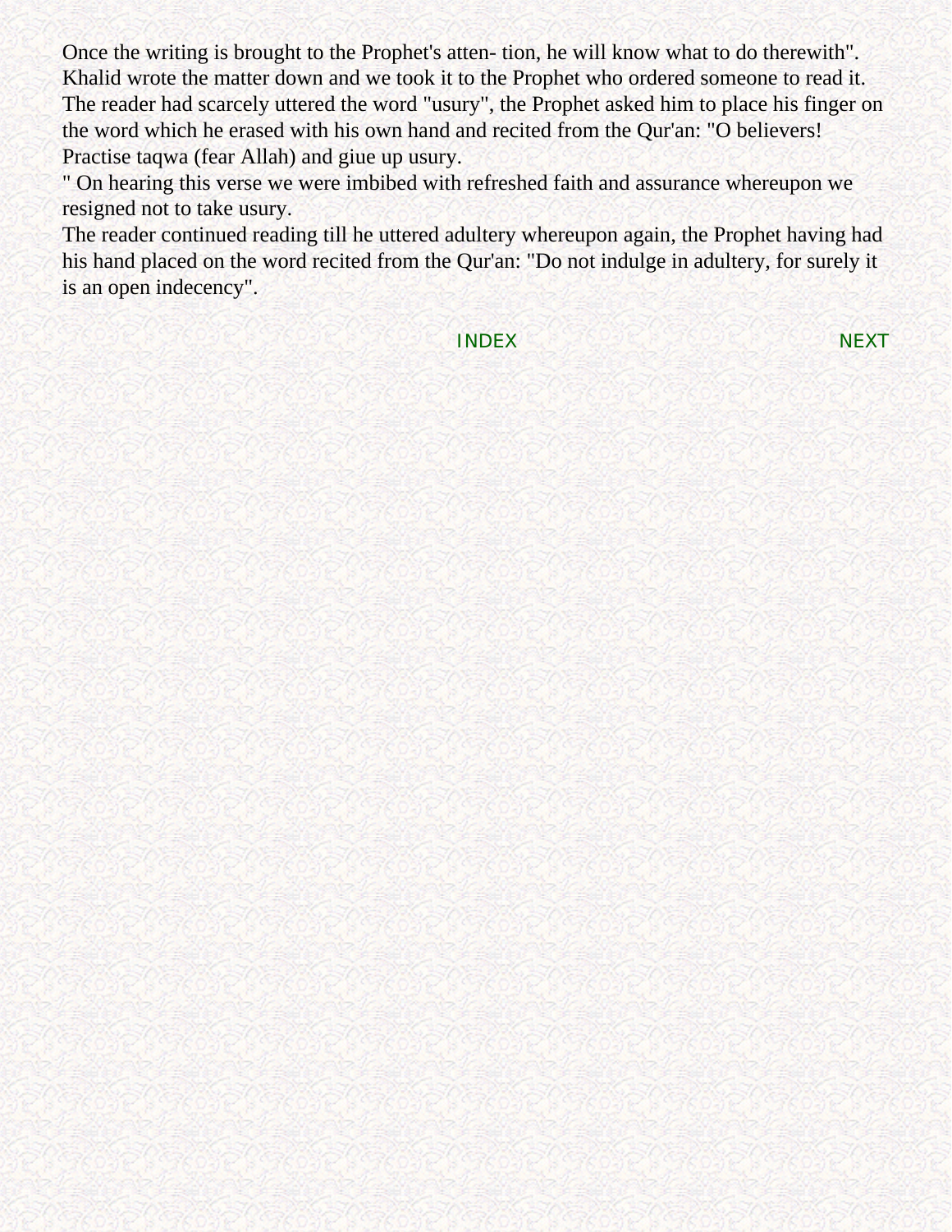Once the writing is brought to the Prophet's atten- tion, he will know what to do therewith". Khalid wrote the matter down and we took it to the Prophet who ordered someone to read it. The reader had scarcely uttered the word "usury", the Prophet asked him to place his finger on the word which he erased with his own hand and recited from the Qur'an: "O believers! Practise taqwa (fear Allah) and giue up usury.

" On hearing this verse we were imbibed with refreshed faith and assurance whereupon we resigned not to take usury.

The reader continued reading till he uttered adultery whereupon again, the Prophet having had his hand placed on the word recited from the Qur'an: "Do not indulge in adultery, for surely it is an open indecency".

INDEX NEXT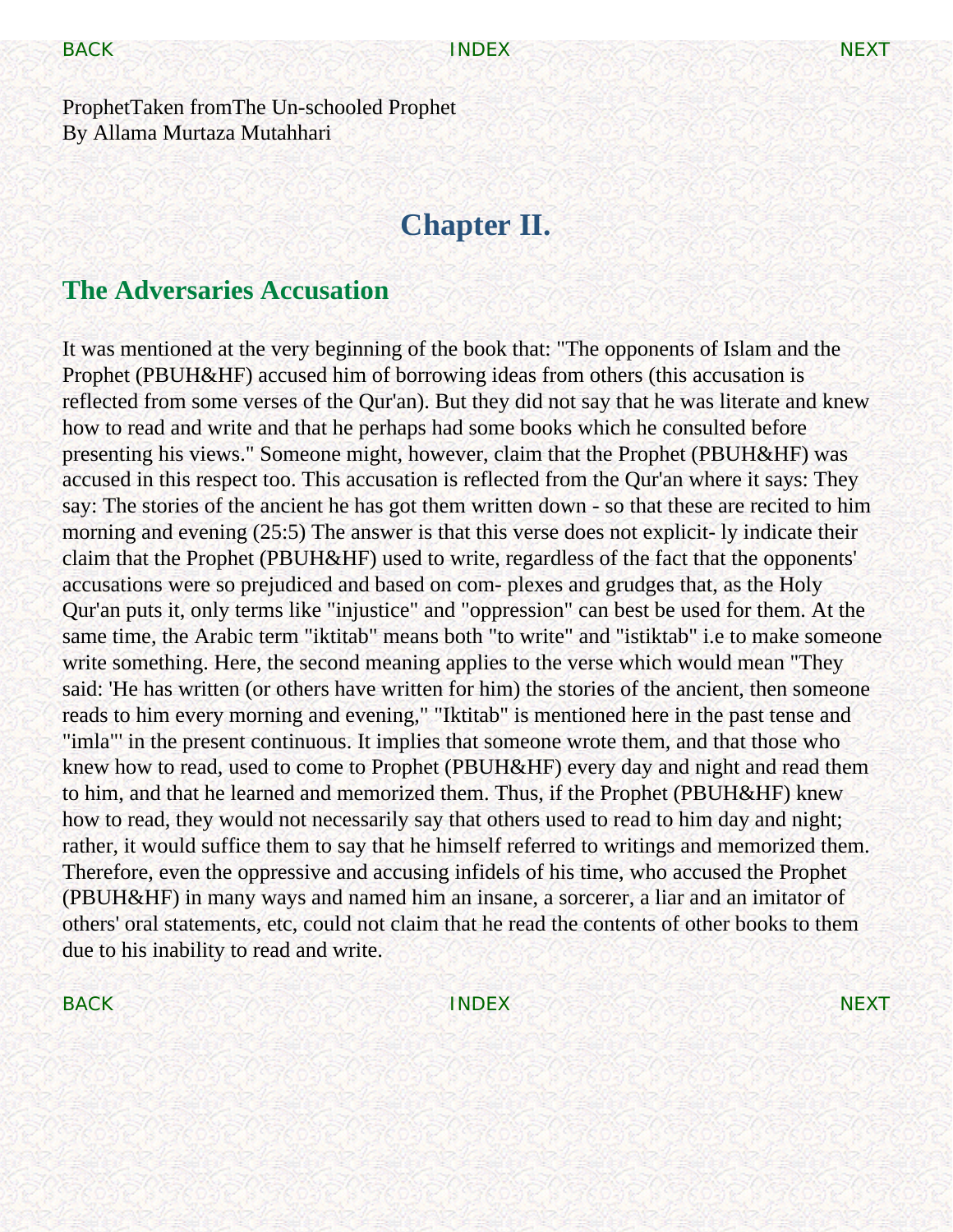ProphetTaken fromThe Un-schooled Prophet
By Allama Murtaza Mutahhari

# Chapter II.

## The Adversaries Accusation

It was mentioned at the very beginning of the book that: "The opponents of Islam and the Prophet (PBUH&HF) accused him of borrowing ideas from others (this accusation is reflected from some verses of the Qur'an). But they did not say that he was literate and knew how to read and write and that he perhaps had some books which he consulted before presenting his views." Someone might, however, claim that the Prophet (PBUH&HF) was accused in this respect too. This accusation is reflected from the Qur'an where it says: They say: The stories of the ancient he has got them written down - so that these are recited to him morning and evening (25:5) The answer is that this verse does not explicit- ly indicate their claim that the Prophet (PBUH&HF) used to write, regardless of the fact that the opponents' accusations were so prejudiced and based on com- plexes and grudges that, as the Holy Qur'an puts it, only terms like "injustice" and "oppression" can best be used for them. At the same time, the Arabic term "iktitab" means both "to write" and "istiktab" i.e to make someone write something. Here, the second meaning applies to the verse which would mean "They said: 'He has written (or others have written for him) the stories of the ancient, then someone reads to him every morning and evening," "Iktitab" is mentioned here in the past tense and "imla"' in the present continuous. It implies that someone wrote them, and that those who knew how to read, used to come to Prophet (PBUH&HF) every day and night and read them to him, and that he learned and memorized them. Thus, if the Prophet (PBUH&HF) knew how to read, they would not necessarily say that others used to read to him day and night; rather, it would suffice them to say that he himself referred to writings and memorized them. Therefore, even the oppressive and accusing infidels of his time, who accused the Prophet (PBUH&HF) in many ways and named him an insane, a sorcerer, a liar and an imitator of others' oral statements, etc, could not claim that he read the contents of other books to them due to his inability to read and write.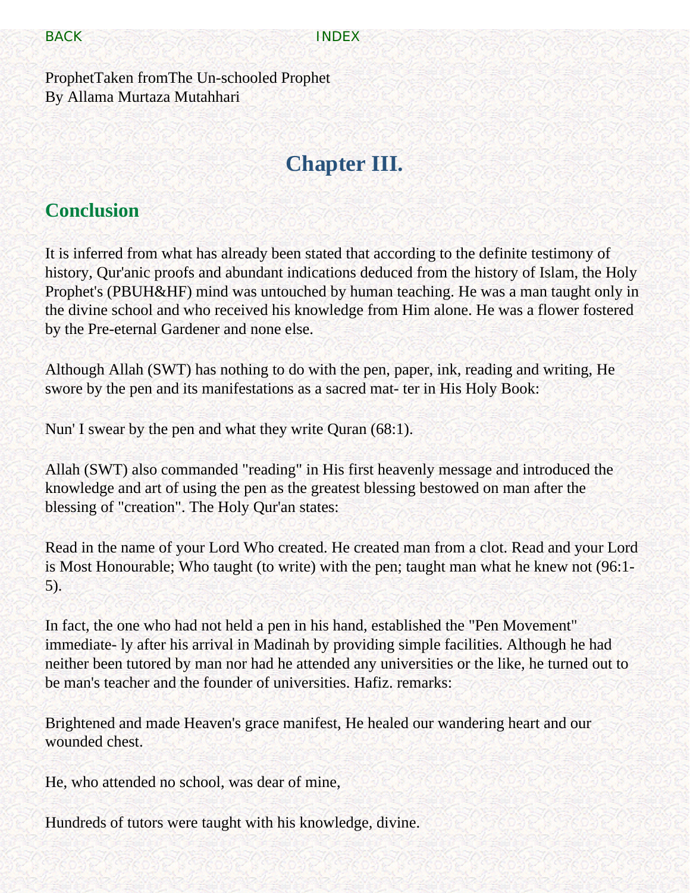ProphetTaken fromThe Un-schooled Prophet
By Allama Murtaza Mutahhari

# Chapter III.

## Conclusion

It is inferred from what has already been stated that according to the definite testimony of history, Qur'anic proofs and abundant indications deduced from the history of Islam, the Holy Prophet's (PBUH&HF) mind was untouched by human teaching. He was a man taught only in the divine school and who received his knowledge from Him alone. He was a flower fostered by the Pre-eternal Gardener and none else.

Although Allah (SWT) has nothing to do with the pen, paper, ink, reading and writing, He swore by the pen and its manifestations as a sacred mat- ter in His Holy Book:

Nun' I swear by the pen and what they write Quran (68:1).

Allah (SWT) also commanded "reading" in His first heavenly message and introduced the knowledge and art of using the pen as the greatest blessing bestowed on man after the blessing of "creation". The Holy Qur'an states:

Read in the name of your Lord Who created. He created man from a clot. Read and your Lord is Most Honourable; Who taught (to write) with the pen; taught man what he knew not (96:1-5).

In fact, the one who had not held a pen in his hand, established the "Pen Movement" immediate- ly after his arrival in Madinah by providing simple facilities. Although he had neither been tutored by man nor had he attended any universities or the like, he turned out to be man's teacher and the founder of universities. Hafiz. remarks:

Brightened and made Heaven's grace manifest, He healed our wandering heart and our wounded chest.

He, who attended no school, was dear of mine,

Hundreds of tutors were taught with his knowledge, divine.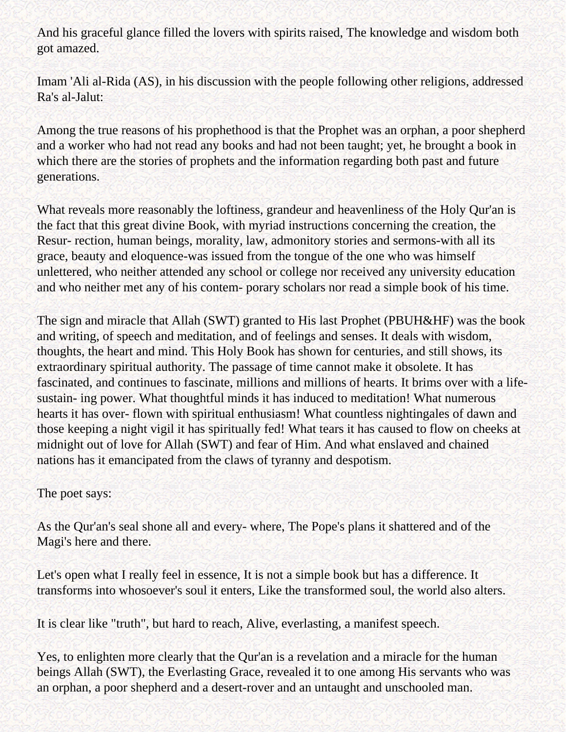And his graceful glance filled the lovers with spirits raised, The knowledge and wisdom both got amazed.

Imam 'Ali al-Rida (AS), in his discussion with the people following other religions, addressed Ra's al-Jalut:

Among the true reasons of his prophethood is that the Prophet was an orphan, a poor shepherd and a worker who had not read any books and had not been taught; yet, he brought a book in which there are the stories of prophets and the information regarding both past and future generations.

What reveals more reasonably the loftiness, grandeur and heavenliness of the Holy Qur'an is the fact that this great divine Book, with myriad instructions concerning the creation, the Resur- rection, human beings, morality, law, admonitory stories and sermons-with all its grace, beauty and eloquence-was issued from the tongue of the one who was himself unlettered, who neither attended any school or college nor received any university education and who neither met any of his contem- porary scholars nor read a simple book of his time.

The sign and miracle that Allah (SWT) granted to His last Prophet (PBUH&HF) was the book and writing, of speech and meditation, and of feelings and senses. It deals with wisdom, thoughts, the heart and mind. This Holy Book has shown for centuries, and still shows, its extraordinary spiritual authority. The passage of time cannot make it obsolete. It has fascinated, and continues to fascinate, millions and millions of hearts. It brims over with a life-sustain- ing power. What thoughtful minds it has induced to meditation! What numerous hearts it has over- flown with spiritual enthusiasm! What countless nightingales of dawn and those keeping a night vigil it has spiritually fed! What tears it has caused to flow on cheeks at midnight out of love for Allah (SWT) and fear of Him. And what enslaved and chained nations has it emancipated from the claws of tyranny and despotism.

The poet says:

As the Qur'an's seal shone all and every- where, The Pope's plans it shattered and of the Magi's here and there.

Let's open what I really feel in essence, It is not a simple book but has a difference. It transforms into whosoever's soul it enters, Like the transformed soul, the world also alters.

It is clear like "truth", but hard to reach, Alive, everlasting, a manifest speech.

Yes, to enlighten more clearly that the Qur'an is a revelation and a miracle for the human beings Allah (SWT), the Everlasting Grace, revealed it to one among His servants who was an orphan, a poor shepherd and a desert-rover and an untaught and unschooled man.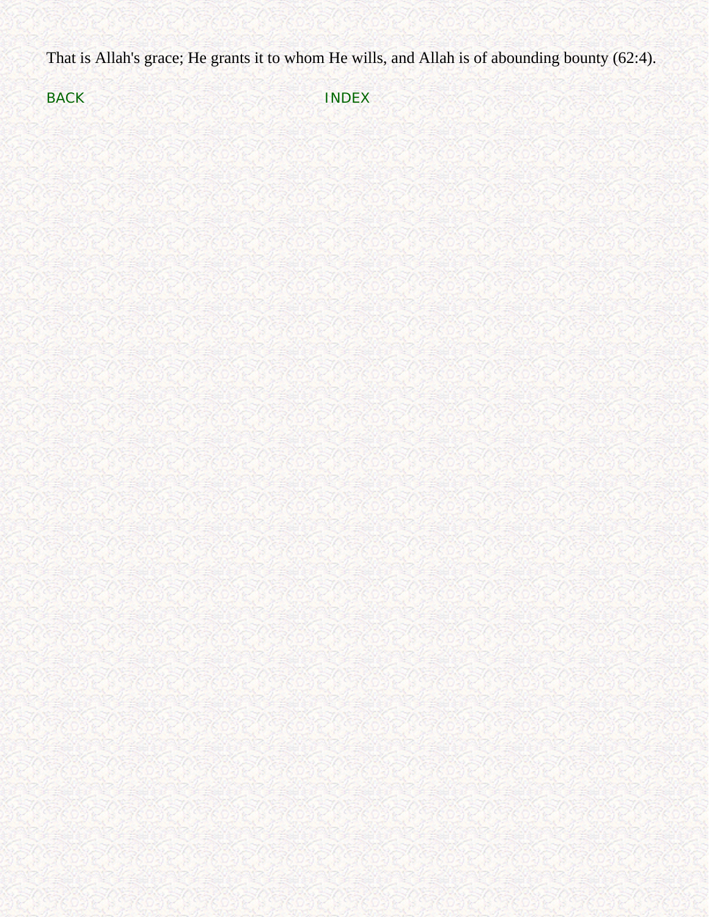That is Allah's grace; He grants it to whom He wills, and Allah is of abounding bounty (62:4).

BACK INDEX